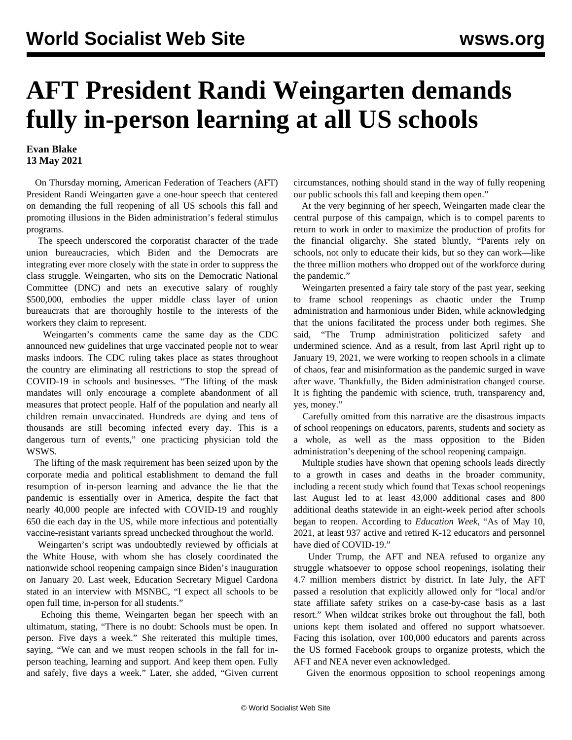# AFT President Randi Weingarten demands fully in-person learning at all US schools

**Evan Blake**
**13 May 2021**

On Thursday morning, American Federation of Teachers (AFT) President Randi Weingarten gave a one-hour speech that centered on demanding the full reopening of all US schools this fall and promoting illusions in the Biden administration's federal stimulus programs.

The speech underscored the corporatist character of the trade union bureaucracies, which Biden and the Democrats are integrating ever more closely with the state in order to suppress the class struggle. Weingarten, who sits on the Democratic National Committee (DNC) and nets an executive salary of roughly $500,000, embodies the upper middle class layer of union bureaucrats that are thoroughly hostile to the interests of the workers they claim to represent.

Weingarten's comments came the same day as the CDC announced new guidelines that urge vaccinated people not to wear masks indoors. The CDC ruling takes place as states throughout the country are eliminating all restrictions to stop the spread of COVID-19 in schools and businesses. "The lifting of the mask mandates will only encourage a complete abandonment of all measures that protect people. Half of the population and nearly all children remain unvaccinated. Hundreds are dying and tens of thousands are still becoming infected every day. This is a dangerous turn of events," one practicing physician told the WSWS.

The lifting of the mask requirement has been seized upon by the corporate media and political establishment to demand the full resumption of in-person learning and advance the lie that the pandemic is essentially over in America, despite the fact that nearly 40,000 people are infected with COVID-19 and roughly 650 die each day in the US, while more infectious and potentially vaccine-resistant variants spread unchecked throughout the world.

Weingarten's script was undoubtedly reviewed by officials at the White House, with whom she has closely coordinated the nationwide school reopening campaign since Biden's inauguration on January 20. Last week, Education Secretary Miguel Cardona stated in an interview with MSNBC, "I expect all schools to be open full time, in-person for all students."

Echoing this theme, Weingarten began her speech with an ultimatum, stating, "There is no doubt: Schools must be open. In person. Five days a week." She reiterated this multiple times, saying, "We can and we must reopen schools in the fall for in-person teaching, learning and support. And keep them open. Fully and safely, five days a week." Later, she added, "Given current circumstances, nothing should stand in the way of fully reopening our public schools this fall and keeping them open."

At the very beginning of her speech, Weingarten made clear the central purpose of this campaign, which is to compel parents to return to work in order to maximize the production of profits for the financial oligarchy. She stated bluntly, "Parents rely on schools, not only to educate their kids, but so they can work—like the three million mothers who dropped out of the workforce during the pandemic."

Weingarten presented a fairy tale story of the past year, seeking to frame school reopenings as chaotic under the Trump administration and harmonious under Biden, while acknowledging that the unions facilitated the process under both regimes. She said, "The Trump administration politicized safety and undermined science. And as a result, from last April right up to January 19, 2021, we were working to reopen schools in a climate of chaos, fear and misinformation as the pandemic surged in wave after wave. Thankfully, the Biden administration changed course. It is fighting the pandemic with science, truth, transparency and, yes, money."

Carefully omitted from this narrative are the disastrous impacts of school reopenings on educators, parents, students and society as a whole, as well as the mass opposition to the Biden administration's deepening of the school reopening campaign.

Multiple studies have shown that opening schools leads directly to a growth in cases and deaths in the broader community, including a recent study which found that Texas school reopenings last August led to at least 43,000 additional cases and 800 additional deaths statewide in an eight-week period after schools began to reopen. According to *Education Week*, "As of May 10, 2021, at least 937 active and retired K-12 educators and personnel have died of COVID-19."

Under Trump, the AFT and NEA refused to organize any struggle whatsoever to oppose school reopenings, isolating their 4.7 million members district by district. In late July, the AFT passed a resolution that explicitly allowed only for "local and/or state affiliate safety strikes on a case-by-case basis as a last resort." When wildcat strikes broke out throughout the fall, both unions kept them isolated and offered no support whatsoever. Facing this isolation, over 100,000 educators and parents across the US formed Facebook groups to organize protests, which the AFT and NEA never even acknowledged.

Given the enormous opposition to school reopenings among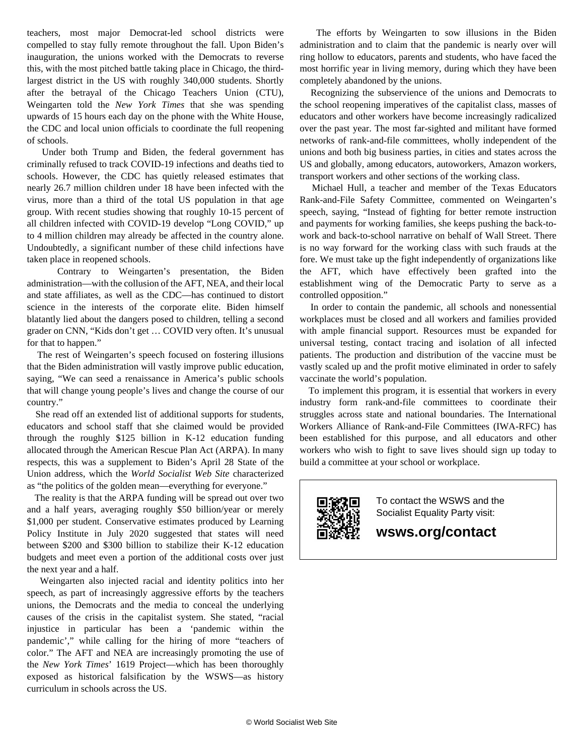teachers, most major Democrat-led school districts were compelled to stay fully remote throughout the fall. Upon Biden's inauguration, the unions worked with the Democrats to reverse this, with the most pitched battle taking place in Chicago, the third-largest district in the US with roughly 340,000 students. Shortly after the betrayal of the Chicago Teachers Union (CTU), Weingarten told the *New York Times* that she was spending upwards of 15 hours each day on the phone with the White House, the CDC and local union officials to coordinate the full reopening of schools.

Under both Trump and Biden, the federal government has criminally refused to track COVID-19 infections and deaths tied to schools. However, the CDC has quietly released estimates that nearly 26.7 million children under 18 have been infected with the virus, more than a third of the total US population in that age group. With recent studies showing that roughly 10-15 percent of all children infected with COVID-19 develop "Long COVID," up to 4 million children may already be affected in the country alone. Undoubtedly, a significant number of these child infections have taken place in reopened schools.

Contrary to Weingarten's presentation, the Biden administration—with the collusion of the AFT, NEA, and their local and state affiliates, as well as the CDC—has continued to distort science in the interests of the corporate elite. Biden himself blatantly lied about the dangers posed to children, telling a second grader on CNN, "Kids don't get … COVID very often. It's unusual for that to happen."

The rest of Weingarten's speech focused on fostering illusions that the Biden administration will vastly improve public education, saying, "We can seed a renaissance in America's public schools that will change young people's lives and change the course of our country."

She read off an extended list of additional supports for students, educators and school staff that she claimed would be provided through the roughly $125 billion in K-12 education funding allocated through the American Rescue Plan Act (ARPA). In many respects, this was a supplement to Biden's April 28 State of the Union address, which the *World Socialist Web Site* characterized as "the politics of the golden mean—everything for everyone."

The reality is that the ARPA funding will be spread out over two and a half years, averaging roughly $50 billion/year or merely $1,000 per student. Conservative estimates produced by Learning Policy Institute in July 2020 suggested that states will need between $200 and $300 billion to stabilize their K-12 education budgets and meet even a portion of the additional costs over just the next year and a half.

Weingarten also injected racial and identity politics into her speech, as part of increasingly aggressive efforts by the teachers unions, the Democrats and the media to conceal the underlying causes of the crisis in the capitalist system. She stated, "racial injustice in particular has been a 'pandemic within the pandemic'," while calling for the hiring of more "teachers of color." The AFT and NEA are increasingly promoting the use of the *New York Times*' 1619 Project—which has been thoroughly exposed as historical falsification by the WSWS—as history curriculum in schools across the US.

The efforts by Weingarten to sow illusions in the Biden administration and to claim that the pandemic is nearly over will ring hollow to educators, parents and students, who have faced the most horrific year in living memory, during which they have been completely abandoned by the unions.

Recognizing the subservience of the unions and Democrats to the school reopening imperatives of the capitalist class, masses of educators and other workers have become increasingly radicalized over the past year. The most far-sighted and militant have formed networks of rank-and-file committees, wholly independent of the unions and both big business parties, in cities and states across the US and globally, among educators, autoworkers, Amazon workers, transport workers and other sections of the working class.

Michael Hull, a teacher and member of the Texas Educators Rank-and-File Safety Committee, commented on Weingarten's speech, saying, "Instead of fighting for better remote instruction and payments for working families, she keeps pushing the back-to-work and back-to-school narrative on behalf of Wall Street. There is no way forward for the working class with such frauds at the fore. We must take up the fight independently of organizations like the AFT, which have effectively been grafted into the establishment wing of the Democratic Party to serve as a controlled opposition."

In order to contain the pandemic, all schools and nonessential workplaces must be closed and all workers and families provided with ample financial support. Resources must be expanded for universal testing, contact tracing and isolation of all infected patients. The production and distribution of the vaccine must be vastly scaled up and the profit motive eliminated in order to safely vaccinate the world's population.

To implement this program, it is essential that workers in every industry form rank-and-file committees to coordinate their struggles across state and national boundaries. The International Workers Alliance of Rank-and-File Committees (IWA-RFC) has been established for this purpose, and all educators and other workers who wish to fight to save lives should sign up today to build a committee at your school or workplace.

To contact the WSWS and the Socialist Equality Party visit:

**wsws.org/contact**